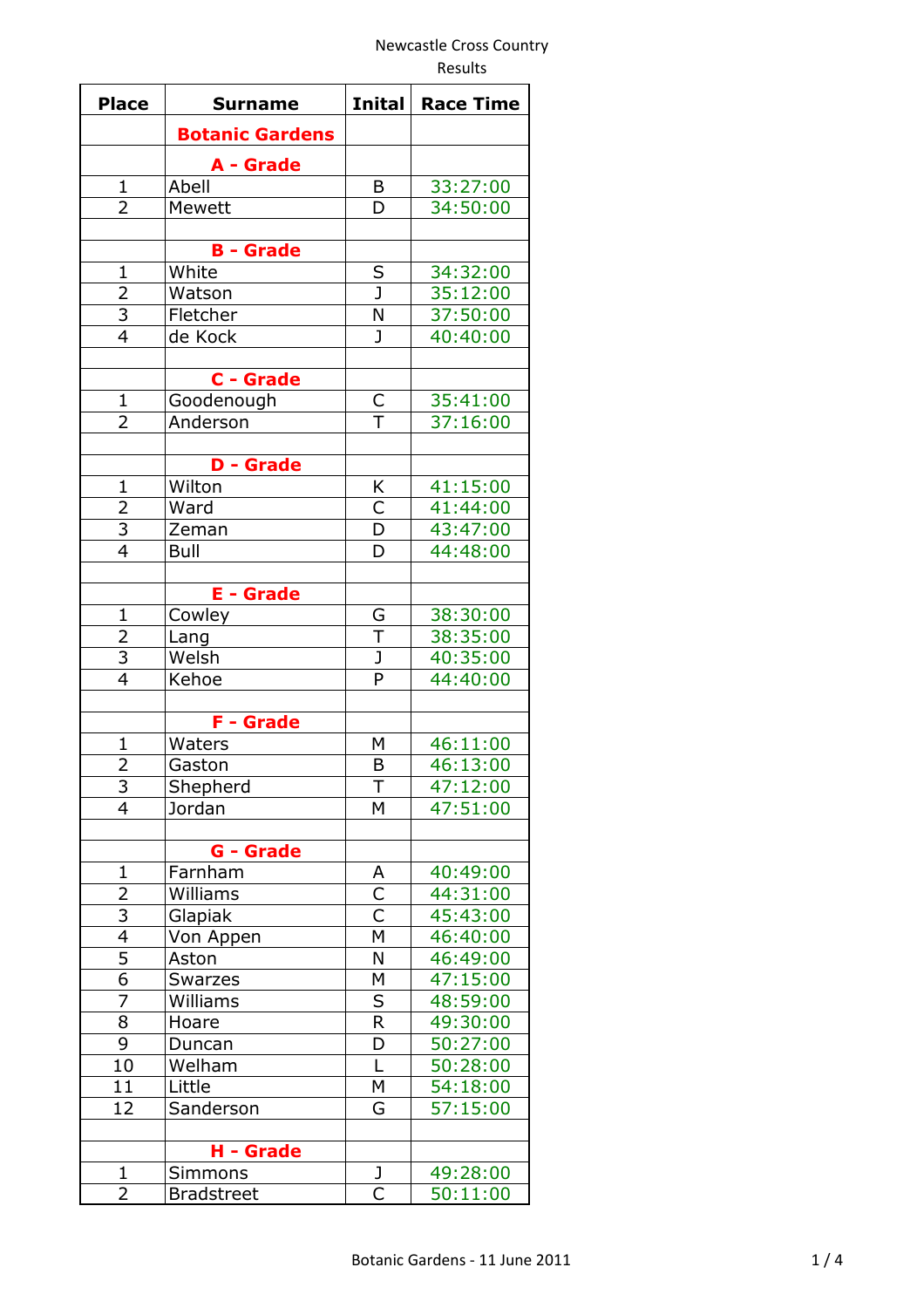Newcastle Cross Country

Results

| Place | Surname | Inital | Race Time |
|---|---|---|---|
| | **Botanic Gardens** | | |
| | **A - Grade** | | |
| 1 | Abell | B | 33:27:00 |
| 2 | Mewett | D | 34:50:00 |
| | | | |
| | **B - Grade** | | |
| 1 | White | S | 34:32:00 |
| 2 | Watson | J | 35:12:00 |
| 3 | Fletcher | N | 37:50:00 |
| 4 | de Kock | J | 40:40:00 |
| | | | |
| | **C - Grade** | | |
| 1 | Goodenough | C | 35:41:00 |
| 2 | Anderson | T | 37:16:00 |
| | | | |
| | **D - Grade** | | |
| 1 | Wilton | K | 41:15:00 |
| 2 | Ward | C | 41:44:00 |
| 3 | Zeman | D | 43:47:00 |
| 4 | Bull | D | 44:48:00 |
| | | | |
| | **E - Grade** | | |
| 1 | Cowley | G | 38:30:00 |
| 2 | Lang | T | 38:35:00 |
| 3 | Welsh | J | 40:35:00 |
| 4 | Kehoe | P | 44:40:00 |
| | | | |
| | **F - Grade** | | |
| 1 | Waters | M | 46:11:00 |
| 2 | Gaston | B | 46:13:00 |
| 3 | Shepherd | T | 47:12:00 |
| 4 | Jordan | M | 47:51:00 |
| | | | |
| | **G - Grade** | | |
| 1 | Farnham | A | 40:49:00 |
| 2 | Williams | C | 44:31:00 |
| 3 | Glapiak | C | 45:43:00 |
| 4 | Von Appen | M | 46:40:00 |
| 5 | Aston | N | 46:49:00 |
| 6 | Swarzes | M | 47:15:00 |
| 7 | Williams | S | 48:59:00 |
| 8 | Hoare | R | 49:30:00 |
| 9 | Duncan | D | 50:27:00 |
| 10 | Welham | L | 50:28:00 |
| 11 | Little | M | 54:18:00 |
| 12 | Sanderson | G | 57:15:00 |
| | | | |
| | **H - Grade** | | |
| 1 | Simmons | J | 49:28:00 |
| 2 | Bradstreet | C | 50:11:00 |

Botanic Gardens - 11 June 2011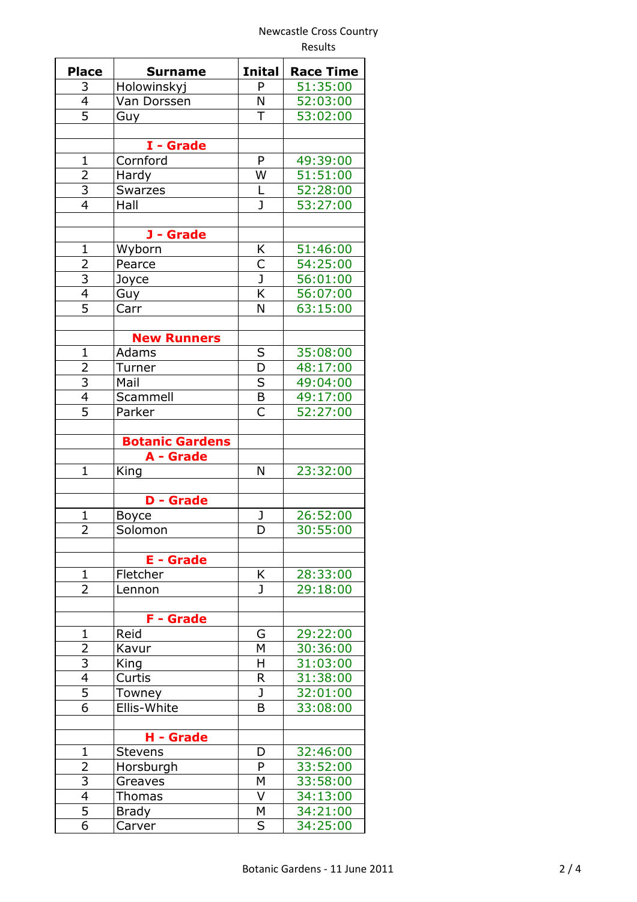Newcastle Cross Country
Results

| Place | Surname | Inital | Race Time |
|---|---|---|---|
| 3 | Holowinskyj | P | 51:35:00 |
| 4 | Van Dorssen | N | 52:03:00 |
| 5 | Guy | T | 53:02:00 |
| | | | |
| | **I - Grade** | | |
| 1 | Cornford | P | 49:39:00 |
| 2 | Hardy | W | 51:51:00 |
| 3 | Swarzes | L | 52:28:00 |
| 4 | Hall | J | 53:27:00 |
| | | | |
| | **J - Grade** | | |
| 1 | Wyborn | K | 51:46:00 |
| 2 | Pearce | C | 54:25:00 |
| 3 | Joyce | J | 56:01:00 |
| 4 | Guy | K | 56:07:00 |
| 5 | Carr | N | 63:15:00 |
| | | | |
| | **New Runners** | | |
| 1 | Adams | S | 35:08:00 |
| 2 | Turner | D | 48:17:00 |
| 3 | Mail | S | 49:04:00 |
| 4 | Scammell | B | 49:17:00 |
| 5 | Parker | C | 52:27:00 |
| | | | |
| | **Botanic Gardens** | | |
| | **A - Grade** | | |
| 1 | King | N | 23:32:00 |
| | | | |
| | **D - Grade** | | |
| 1 | Boyce | J | 26:52:00 |
| 2 | Solomon | D | 30:55:00 |
| | | | |
| | **E - Grade** | | |
| 1 | Fletcher | K | 28:33:00 |
| 2 | Lennon | J | 29:18:00 |
| | | | |
| | **F - Grade** | | |
| 1 | Reid | G | 29:22:00 |
| 2 | Kavur | M | 30:36:00 |
| 3 | King | H | 31:03:00 |
| 4 | Curtis | R | 31:38:00 |
| 5 | Towney | J | 32:01:00 |
| 6 | Ellis-White | B | 33:08:00 |
| | | | |
| | **H - Grade** | | |
| 1 | Stevens | D | 32:46:00 |
| 2 | Horsburgh | P | 33:52:00 |
| 3 | Greaves | M | 33:58:00 |
| 4 | Thomas | V | 34:13:00 |
| 5 | Brady | M | 34:21:00 |
| 6 | Carver | S | 34:25:00 |

Botanic Gardens - 11 June 2011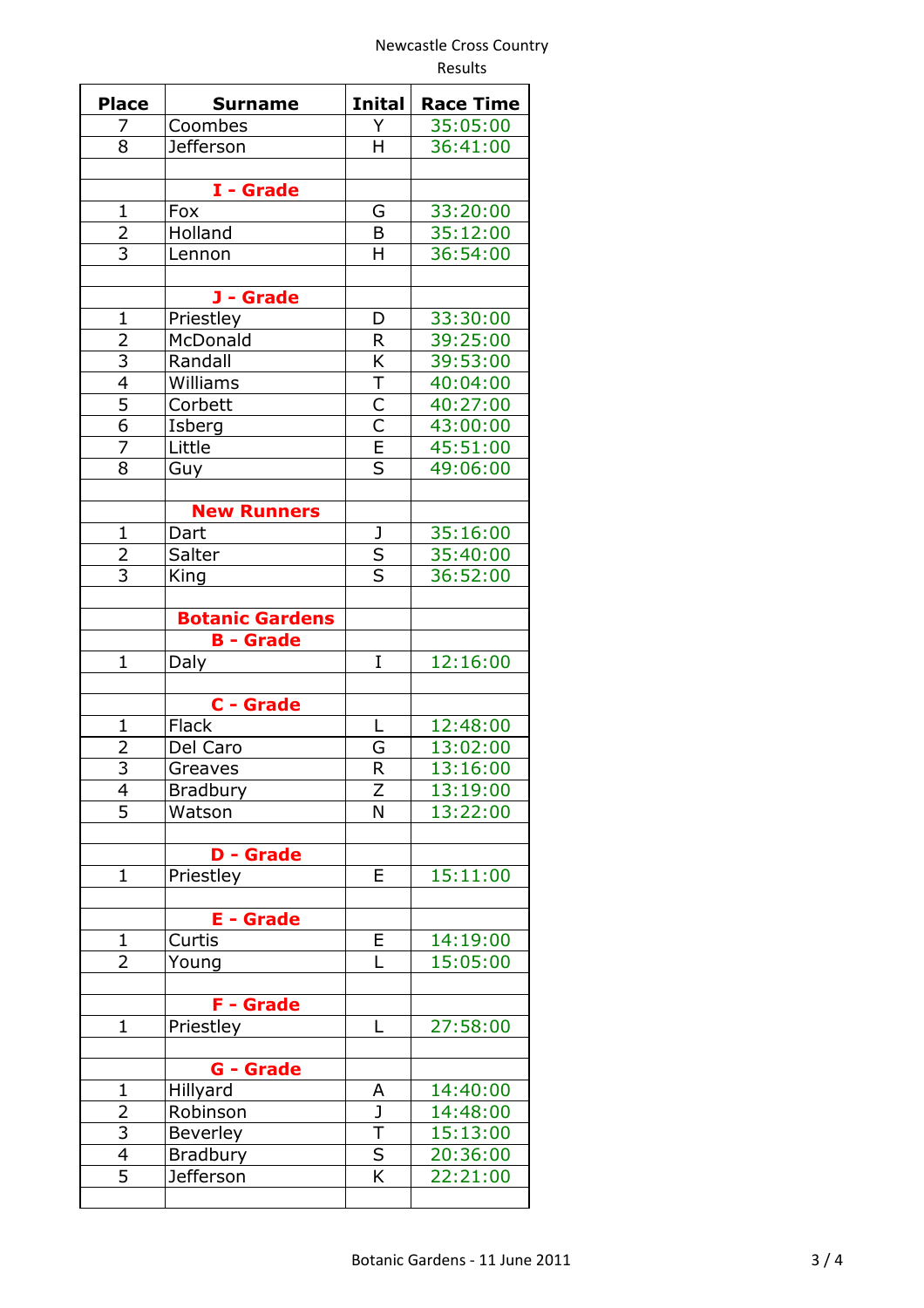Newcastle Cross Country
Results

| Place | Surname | Inital | Race Time |
|---|---|---|---|
| 7 | Coombes | Y | 35:05:00 |
| 8 | Jefferson | H | 36:41:00 |
| | | | |
| | **I - Grade** | | |
| 1 | Fox | G | 33:20:00 |
| 2 | Holland | B | 35:12:00 |
| 3 | Lennon | H | 36:54:00 |
| | | | |
| | **J - Grade** | | |
| 1 | Priestley | D | 33:30:00 |
| 2 | McDonald | R | 39:25:00 |
| 3 | Randall | K | 39:53:00 |
| 4 | Williams | T | 40:04:00 |
| 5 | Corbett | C | 40:27:00 |
| 6 | Isberg | C | 43:00:00 |
| 7 | Little | E | 45:51:00 |
| 8 | Guy | S | 49:06:00 |
| | | | |
| | **New Runners** | | |
| 1 | Dart | J | 35:16:00 |
| 2 | Salter | S | 35:40:00 |
| 3 | King | S | 36:52:00 |
| | | | |
| | **Botanic Gardens** | | |
| | **B - Grade** | | |
| 1 | Daly | I | 12:16:00 |
| | | | |
| | **C - Grade** | | |
| 1 | Flack | L | 12:48:00 |
| 2 | Del Caro | G | 13:02:00 |
| 3 | Greaves | R | 13:16:00 |
| 4 | Bradbury | Z | 13:19:00 |
| 5 | Watson | N | 13:22:00 |
| | | | |
| | **D - Grade** | | |
| 1 | Priestley | E | 15:11:00 |
| | | | |
| | **E - Grade** | | |
| 1 | Curtis | E | 14:19:00 |
| 2 | Young | L | 15:05:00 |
| | | | |
| | **F - Grade** | | |
| 1 | Priestley | L | 27:58:00 |
| | | | |
| | **G - Grade** | | |
| 1 | Hillyard | A | 14:40:00 |
| 2 | Robinson | J | 14:48:00 |
| 3 | Beverley | T | 15:13:00 |
| 4 | Bradbury | S | 20:36:00 |
| 5 | Jefferson | K | 22:21:00 |

Botanic Gardens - 11 June 2011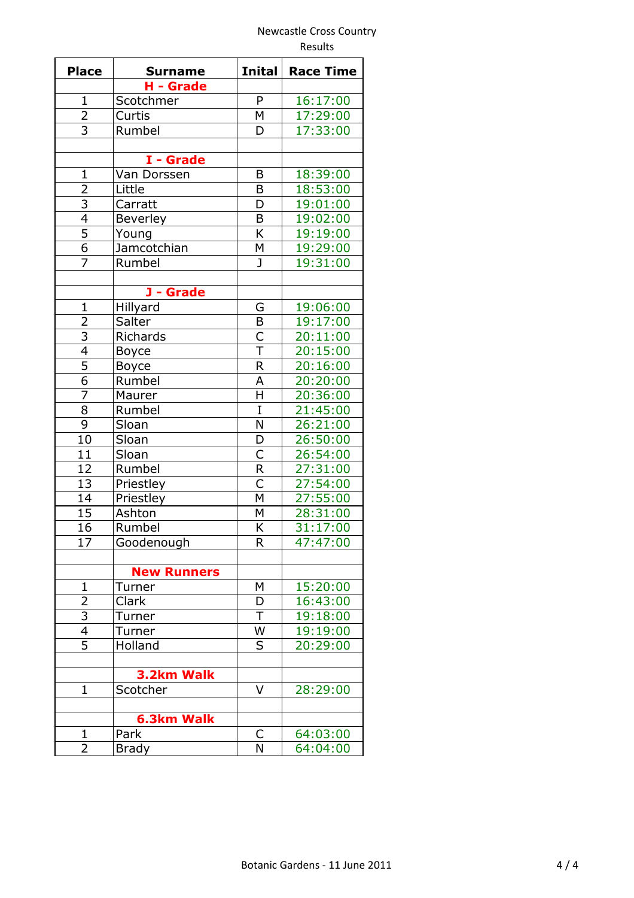Newcastle Cross Country

Results

| Place | Surname | Inital | Race Time |
|---|---|---|---|
| | **H - Grade** | | |
| 1 | Scotchmer | P | 16:17:00 |
| 2 | Curtis | M | 17:29:00 |
| 3 | Rumbel | D | 17:33:00 |
| | | | |
| | **I - Grade** | | |
| 1 | Van Dorssen | B | 18:39:00 |
| 2 | Little | B | 18:53:00 |
| 3 | Carratt | D | 19:01:00 |
| 4 | Beverley | B | 19:02:00 |
| 5 | Young | K | 19:19:00 |
| 6 | Jamcotchian | M | 19:29:00 |
| 7 | Rumbel | J | 19:31:00 |
| | | | |
| | **J - Grade** | | |
| 1 | Hillyard | G | 19:06:00 |
| 2 | Salter | B | 19:17:00 |
| 3 | Richards | C | 20:11:00 |
| 4 | Boyce | T | 20:15:00 |
| 5 | Boyce | R | 20:16:00 |
| 6 | Rumbel | A | 20:20:00 |
| 7 | Maurer | H | 20:36:00 |
| 8 | Rumbel | I | 21:45:00 |
| 9 | Sloan | N | 26:21:00 |
| 10 | Sloan | D | 26:50:00 |
| 11 | Sloan | C | 26:54:00 |
| 12 | Rumbel | R | 27:31:00 |
| 13 | Priestley | C | 27:54:00 |
| 14 | Priestley | M | 27:55:00 |
| 15 | Ashton | M | 28:31:00 |
| 16 | Rumbel | K | 31:17:00 |
| 17 | Goodenough | R | 47:47:00 |
| | | | |
| | **New Runners** | | |
| 1 | Turner | M | 15:20:00 |
| 2 | Clark | D | 16:43:00 |
| 3 | Turner | T | 19:18:00 |
| 4 | Turner | W | 19:19:00 |
| 5 | Holland | S | 20:29:00 |
| | | | |
| | **3.2km Walk** | | |
| 1 | Scotcher | V | 28:29:00 |
| | | | |
| | **6.3km Walk** | | |
| 1 | Park | C | 64:03:00 |
| 2 | Brady | N | 64:04:00 |

Botanic Gardens - 11 June 2011